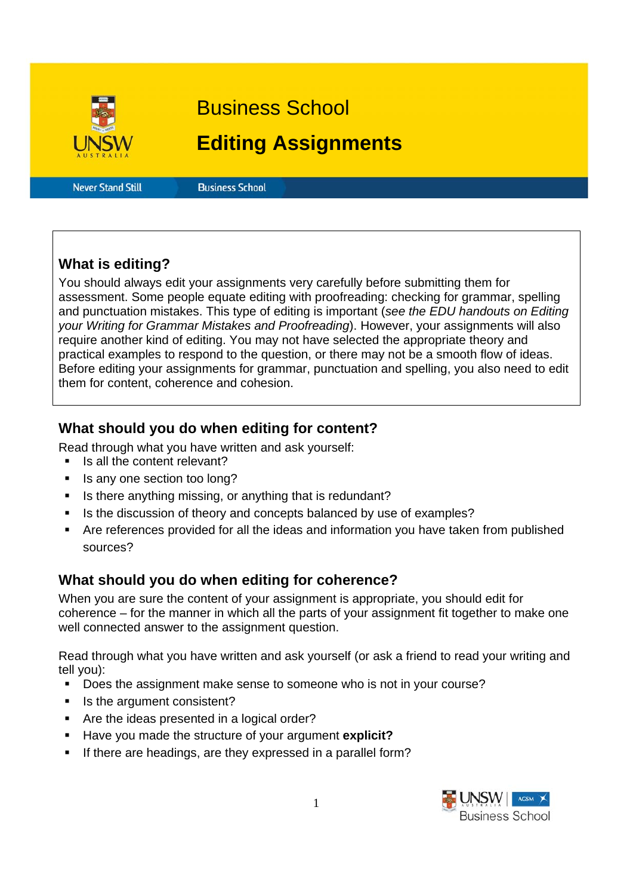# Business School

# Editing Assignments

Never Stand Still | Business School

## What is editing?

You should always edit your assignments very carefully before submitting them for assessment. Some people equate editing with proofreading: checking for grammar, spelling and punctuation mistakes. This type of editing is important (*see the EDU handouts on Editing your Writing for Grammar Mistakes and Proofreading*). However, your assignments will also require another kind of editing. You may not have selected the appropriate theory and practical examples to respond to the question, or there may not be a smooth flow of ideas. Before editing your assignments for grammar, punctuation and spelling, you also need to edit them for content, coherence and cohesion.

## What should you do when editing for content?

Read through what you have written and ask yourself:

- Is all the content relevant?
- Is any one section too long?
- Is there anything missing, or anything that is redundant?
- Is the discussion of theory and concepts balanced by use of examples?
- Are references provided for all the ideas and information you have taken from published sources?

## What should you do when editing for coherence?

When you are sure the content of your assignment is appropriate, you should edit for coherence – for the manner in which all the parts of your assignment fit together to make one well connected answer to the assignment question.

Read through what you have written and ask yourself (or ask a friend to read your writing and tell you):

- Does the assignment make sense to someone who is not in your course?
- Is the argument consistent?
- Are the ideas presented in a logical order?
- Have you made the structure of your argument **explicit?**
- If there are headings, are they expressed in a parallel form?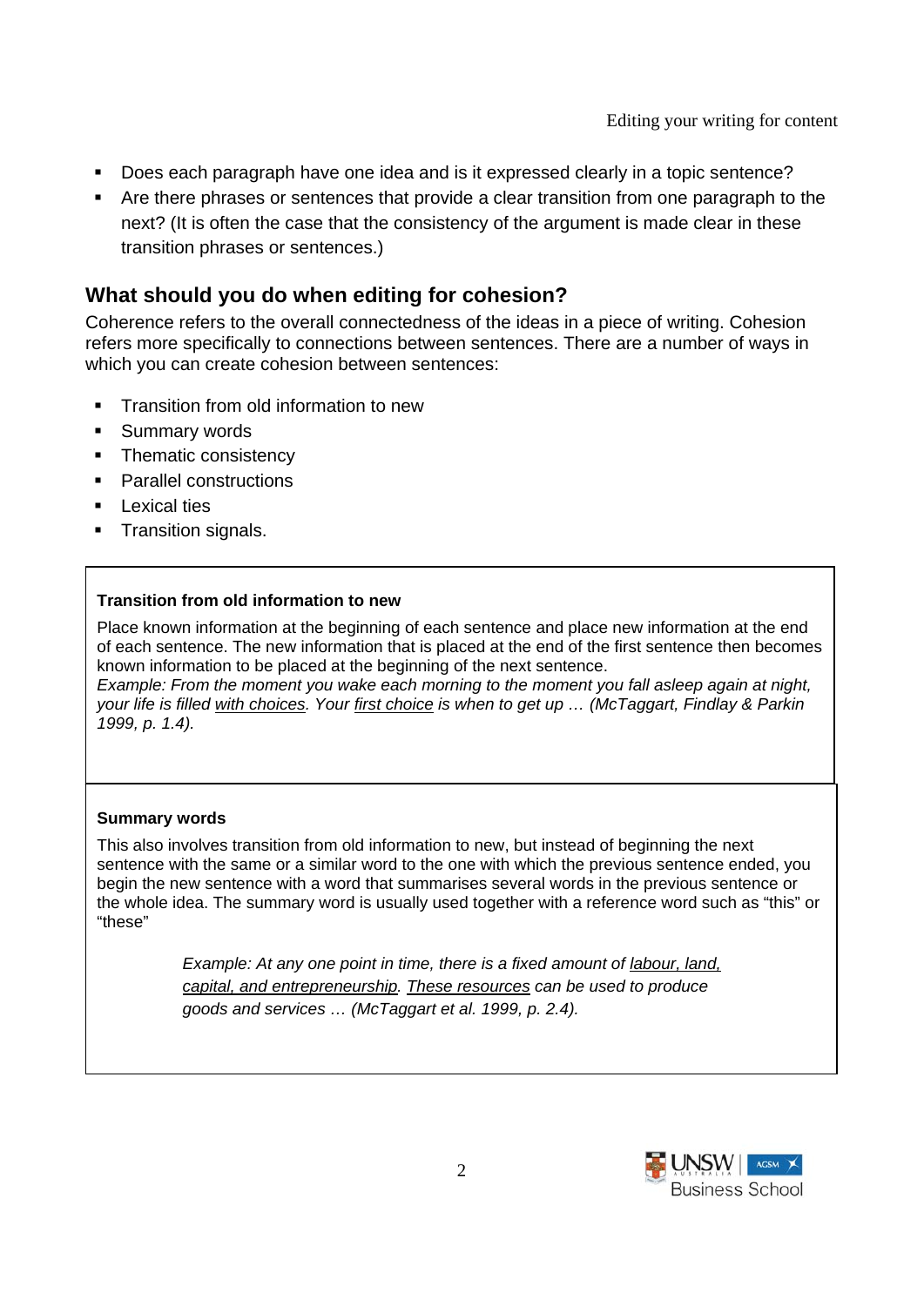- Does each paragraph have one idea and is it expressed clearly in a topic sentence?
- Are there phrases or sentences that provide a clear transition from one paragraph to the next? (It is often the case that the consistency of the argument is made clear in these transition phrases or sentences.)

## What should you do when editing for cohesion?

Coherence refers to the overall connectedness of the ideas in a piece of writing. Cohesion refers more specifically to connections between sentences. There are a number of ways in which you can create cohesion between sentences:

- Transition from old information to new
- Summary words
- Thematic consistency
- Parallel constructions
- Lexical ties
- Transition signals.

**Transition from old information to new**

Place known information at the beginning of each sentence and place new information at the end of each sentence. The new information that is placed at the end of the first sentence then becomes known information to be placed at the beginning of the next sentence.
*Example: From the moment you wake each morning to the moment you fall asleep again at night, your life is filled <u>with choices</u>. Your <u>first choice</u> is when to get up … (McTaggart, Findlay & Parkin 1999, p. 1.4).*

**Summary words**

This also involves transition from old information to new, but instead of beginning the next sentence with the same or a similar word to the one with which the previous sentence ended, you begin the new sentence with a word that summarises several words in the previous sentence or the whole idea. The summary word is usually used together with a reference word such as “this” or “these”

> *Example: At any one point in time, there is a fixed amount of <u>labour, land, capital, and entrepreneurship</u>. <u>These resources</u> can be used to produce goods and services … (McTaggart et al. 1999, p. 2.4).*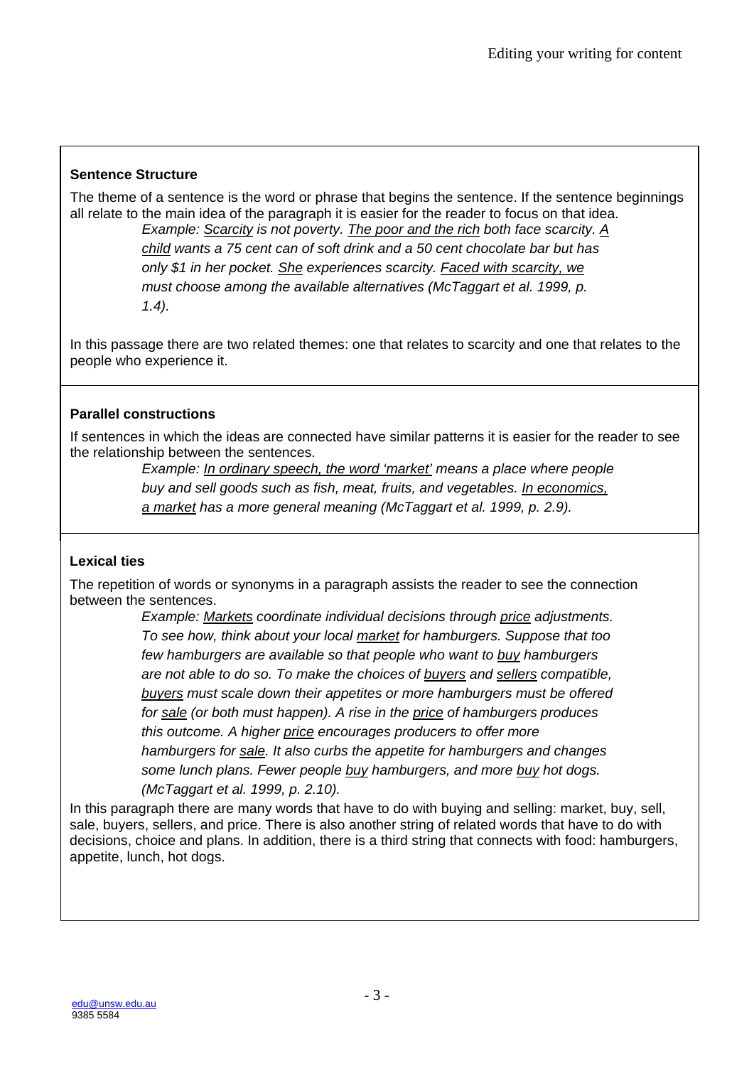### Sentence Structure

The theme of a sentence is the word or phrase that begins the sentence. If the sentence beginnings all relate to the main idea of the paragraph it is easier for the reader to focus on that idea.

> *Example: Scarcity is not poverty. The poor and the rich both face scarcity. A child wants a 75 cent can of soft drink and a 50 cent chocolate bar but has only $1 in her pocket. She experiences scarcity. Faced with scarcity, we must choose among the available alternatives (McTaggart et al. 1999, p. 1.4).*

In this passage there are two related themes: one that relates to scarcity and one that relates to the people who experience it.

### Parallel constructions

If sentences in which the ideas are connected have similar patterns it is easier for the reader to see the relationship between the sentences.

> *Example: In ordinary speech, the word 'market' means a place where people buy and sell goods such as fish, meat, fruits, and vegetables. In economics, a market has a more general meaning (McTaggart et al. 1999, p. 2.9).*

### Lexical ties

The repetition of words or synonyms in a paragraph assists the reader to see the connection between the sentences.

> *Example: Markets coordinate individual decisions through price adjustments. To see how, think about your local market for hamburgers. Suppose that too few hamburgers are available so that people who want to buy hamburgers are not able to do so. To make the choices of buyers and sellers compatible, buyers must scale down their appetites or more hamburgers must be offered for sale (or both must happen). A rise in the price of hamburgers produces this outcome. A higher price encourages producers to offer more hamburgers for sale. It also curbs the appetite for hamburgers and changes some lunch plans. Fewer people buy hamburgers, and more buy hot dogs. (McTaggart et al. 1999, p. 2.10).*

In this paragraph there are many words that have to do with buying and selling: market, buy, sell, sale, buyers, sellers, and price. There is also another string of related words that have to do with decisions, choice and plans. In addition, there is a third string that connects with food: hamburgers, appetite, lunch, hot dogs.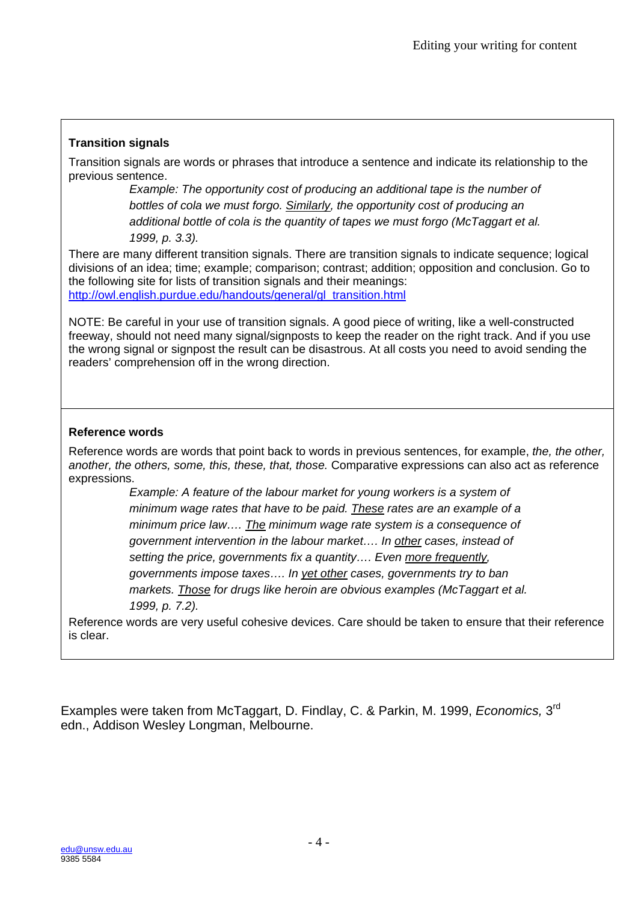### Transition signals

Transition signals are words or phrases that introduce a sentence and indicate its relationship to the previous sentence.

> *Example: The opportunity cost of producing an additional tape is the number of bottles of cola we must forgo. Similarly, the opportunity cost of producing an additional bottle of cola is the quantity of tapes we must forgo (McTaggart et al. 1999, p. 3.3).*

There are many different transition signals. There are transition signals to indicate sequence; logical divisions of an idea; time; example; comparison; contrast; addition; opposition and conclusion. Go to the following site for lists of transition signals and their meanings:
http://owl.english.purdue.edu/handouts/general/gl_transition.html

NOTE: Be careful in your use of transition signals. A good piece of writing, like a well-constructed freeway, should not need many signal/signposts to keep the reader on the right track. And if you use the wrong signal or signpost the result can be disastrous. At all costs you need to avoid sending the readers' comprehension off in the wrong direction.

### Reference words

Reference words are words that point back to words in previous sentences, for example, *the, the other, another, the others, some, this, these, that, those.* Comparative expressions can also act as reference expressions.

> *Example: A feature of the labour market for young workers is a system of minimum wage rates that have to be paid. These rates are an example of a minimum price law…. The minimum wage rate system is a consequence of government intervention in the labour market…. In other cases, instead of setting the price, governments fix a quantity…. Even more frequently, governments impose taxes…. In yet other cases, governments try to ban markets. Those for drugs like heroin are obvious examples (McTaggart et al. 1999, p. 7.2).*

Reference words are very useful cohesive devices. Care should be taken to ensure that their reference is clear.

Examples were taken from McTaggart, D. Findlay, C. & Parkin, M. 1999, *Economics,* 3rd edn., Addison Wesley Longman, Melbourne.